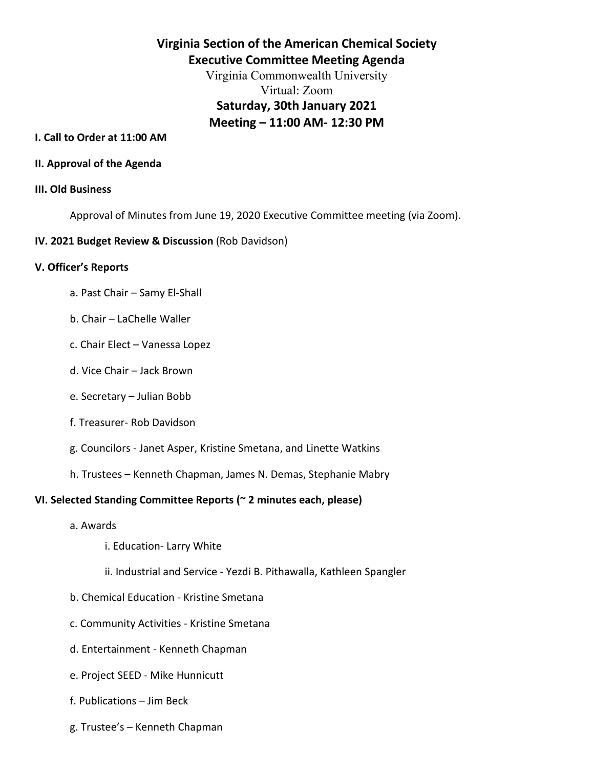# Virginia Section of the American Chemical Society
## Executive Committee Meeting Agenda

Virginia Commonwealth University

Virtual: Zoom

**Saturday, 30th January 2021**

**Meeting – 11:00 AM- 12:30 PM**

**I. Call to Order at 11:00 AM**

**II. Approval of the Agenda**

**III. Old Business**

Approval of Minutes from June 19, 2020 Executive Committee meeting (via Zoom).

**IV. 2021 Budget Review & Discussion** (Rob Davidson)

**V. Officer's Reports**

a. Past Chair – Samy El-Shall

b. Chair – LaChelle Waller

c. Chair Elect – Vanessa Lopez

d. Vice Chair – Jack Brown

e. Secretary – Julian Bobb

f. Treasurer- Rob Davidson

g. Councilors - Janet Asper, Kristine Smetana, and Linette Watkins

h. Trustees – Kenneth Chapman, James N. Demas, Stephanie Mabry

**VI. Selected Standing Committee Reports (~ 2 minutes each, please)**

a. Awards

i. Education- Larry White

ii. Industrial and Service - Yezdi B. Pithawalla, Kathleen Spangler

b. Chemical Education - Kristine Smetana

c. Community Activities - Kristine Smetana

d. Entertainment - Kenneth Chapman

e. Project SEED - Mike Hunnicutt

f. Publications – Jim Beck

g. Trustee's – Kenneth Chapman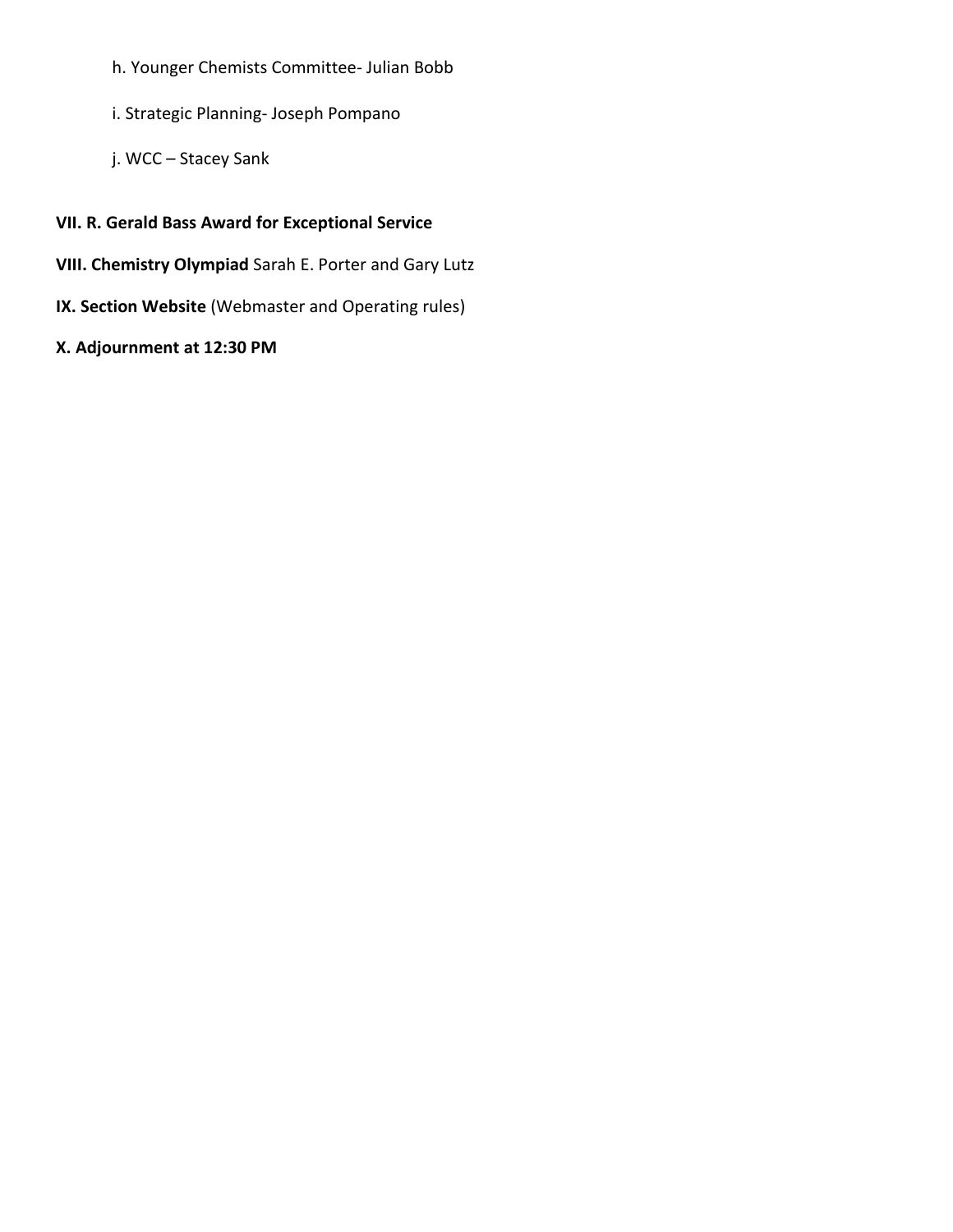h. Younger Chemists Committee- Julian Bobb

i. Strategic Planning- Joseph Pompano

j. WCC – Stacey Sank

**VII. R. Gerald Bass Award for Exceptional Service**

**VIII. Chemistry Olympiad** Sarah E. Porter and Gary Lutz

**IX. Section Website** (Webmaster and Operating rules)

**X. Adjournment at 12:30 PM**